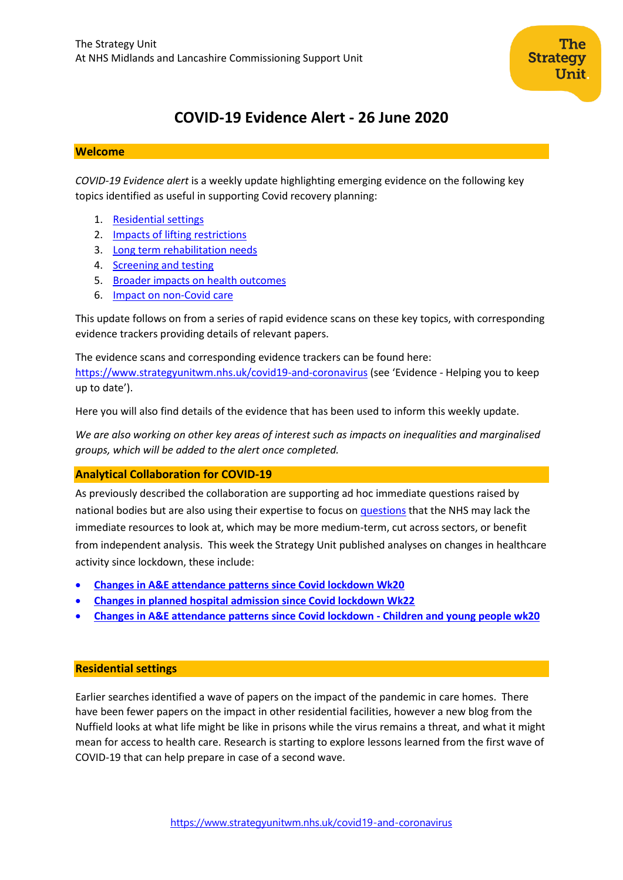The Strategy Unit
At NHS Midlands and Lancashire Commissioning Support Unit

# COVID-19 Evidence Alert - 26 June 2020

## Welcome

*COVID-19 Evidence alert* is a weekly update highlighting emerging evidence on the following key topics identified as useful in supporting Covid recovery planning:

1. Residential settings
2. Impacts of lifting restrictions
3. Long term rehabilitation needs
4. Screening and testing
5. Broader impacts on health outcomes
6. Impact on non-Covid care

This update follows on from a series of rapid evidence scans on these key topics, with corresponding evidence trackers providing details of relevant papers.

The evidence scans and corresponding evidence trackers can be found here: https://www.strategyunitwm.nhs.uk/covid19-and-coronavirus (see 'Evidence - Helping you to keep up to date').

Here you will also find details of the evidence that has been used to inform this weekly update.

*We are also working on other key areas of interest such as impacts on inequalities and marginalised groups, which will be added to the alert once completed.*

## Analytical Collaboration for COVID-19

As previously described the collaboration are supporting ad hoc immediate questions raised by national bodies but are also using their expertise to focus on questions that the NHS may lack the immediate resources to look at, which may be more medium-term, cut across sectors, or benefit from independent analysis. This week the Strategy Unit published analyses on changes in healthcare activity since lockdown, these include:

- **Changes in A&E attendance patterns since Covid lockdown Wk20**
- **Changes in planned hospital admission since Covid lockdown Wk22**
- **Changes in A&E attendance patterns since Covid lockdown - Children and young people wk20**

## Residential settings

Earlier searches identified a wave of papers on the impact of the pandemic in care homes. There have been fewer papers on the impact in other residential facilities, however a new blog from the Nuffield looks at what life might be like in prisons while the virus remains a threat, and what it might mean for access to health care. Research is starting to explore lessons learned from the first wave of COVID-19 that can help prepare in case of a second wave.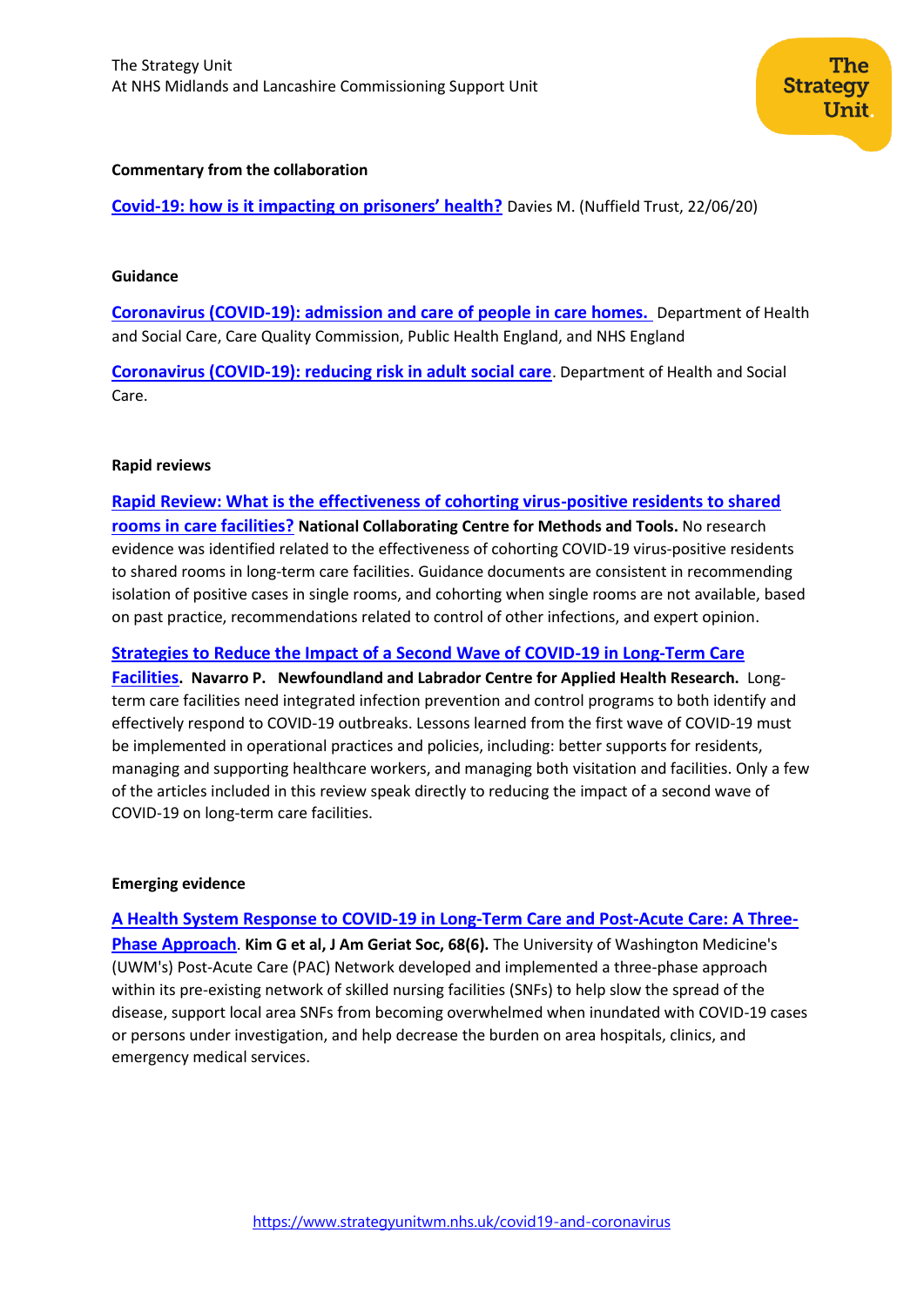**Commentary from the collaboration**

**Covid-19: how is it impacting on prisoners' health?** Davies M. (Nuffield Trust, 22/06/20)

**Guidance**

**Coronavirus (COVID-19): admission and care of people in care homes.** Department of Health and Social Care, Care Quality Commission, Public Health England, and NHS England

**Coronavirus (COVID-19): reducing risk in adult social care**. Department of Health and Social Care.

**Rapid reviews**

**Rapid Review: What is the effectiveness of cohorting virus-positive residents to shared rooms in care facilities?** **National Collaborating Centre for Methods and Tools.** No research evidence was identified related to the effectiveness of cohorting COVID-19 virus-positive residents to shared rooms in long-term care facilities. Guidance documents are consistent in recommending isolation of positive cases in single rooms, and cohorting when single rooms are not available, based on past practice, recommendations related to control of other infections, and expert opinion.

**Strategies to Reduce the Impact of a Second Wave of COVID-19 in Long-Term Care Facilities.** **Navarro P. Newfoundland and Labrador Centre for Applied Health Research.** Long-term care facilities need integrated infection prevention and control programs to both identify and effectively respond to COVID-19 outbreaks. Lessons learned from the first wave of COVID-19 must be implemented in operational practices and policies, including: better supports for residents, managing and supporting healthcare workers, and managing both visitation and facilities. Only a few of the articles included in this review speak directly to reducing the impact of a second wave of COVID-19 on long-term care facilities.

**Emerging evidence**

**A Health System Response to COVID-19 in Long-Term Care and Post-Acute Care: A Three-Phase Approach**. **Kim G et al, J Am Geriat Soc, 68(6).** The University of Washington Medicine's (UWM's) Post-Acute Care (PAC) Network developed and implemented a three-phase approach within its pre-existing network of skilled nursing facilities (SNFs) to help slow the spread of the disease, support local area SNFs from becoming overwhelmed when inundated with COVID-19 cases or persons under investigation, and help decrease the burden on area hospitals, clinics, and emergency medical services.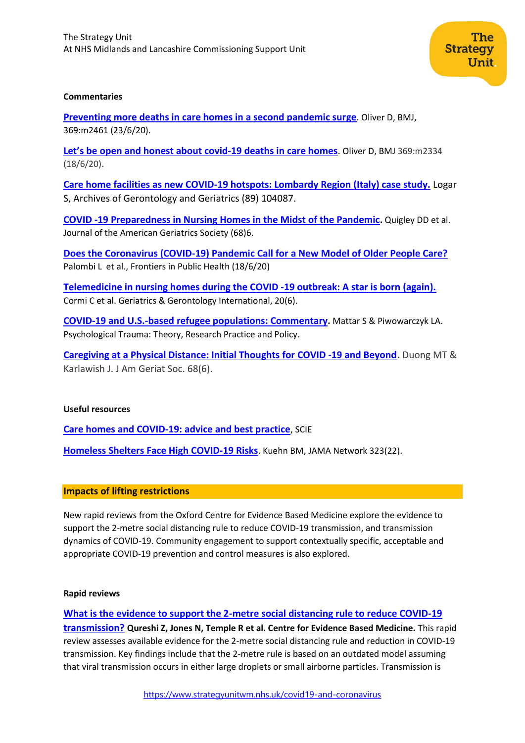**Commentaries**

**Preventing more deaths in care homes in a second pandemic surge**. Oliver D, BMJ, 369:m2461 (23/6/20).

**Let's be open and honest about covid-19 deaths in care homes**. Oliver D, BMJ 369:m2334 (18/6/20).

**Care home facilities as new COVID-19 hotspots: Lombardy Region (Italy) case study.** Logar S, Archives of Gerontology and Geriatrics (89) 104087.

**COVID -19 Preparedness in Nursing Homes in the Midst of the Pandemic.** Quigley DD et al. Journal of the American Geriatrics Society (68)6.

**Does the Coronavirus (COVID-19) Pandemic Call for a New Model of Older People Care?** Palombi L et al., Frontiers in Public Health (18/6/20)

**Telemedicine in nursing homes during the COVID -19 outbreak: A star is born (again).** Cormi C et al. Geriatrics & Gerontology International, 20(6).

**COVID-19 and U.S.-based refugee populations: Commentary.** Mattar S & Piwowarczyk LA. Psychological Trauma: Theory, Research Practice and Policy.

**Caregiving at a Physical Distance: Initial Thoughts for COVID -19 and Beyond.** Duong MT & Karlawish J. J Am Geriat Soc. 68(6).

**Useful resources**

**Care homes and COVID-19: advice and best practice**, SCIE

**Homeless Shelters Face High COVID-19 Risks**. Kuehn BM, JAMA Network 323(22).

## Impacts of lifting restrictions

New rapid reviews from the Oxford Centre for Evidence Based Medicine explore the evidence to support the 2-metre social distancing rule to reduce COVID-19 transmission, and transmission dynamics of COVID-19. Community engagement to support contextually specific, acceptable and appropriate COVID-19 prevention and control measures is also explored.

**Rapid reviews**

**What is the evidence to support the 2-metre social distancing rule to reduce COVID-19 transmission?** **Qureshi Z, Jones N, Temple R et al. Centre for Evidence Based Medicine.** This rapid review assesses available evidence for the 2-metre social distancing rule and reduction in COVID-19 transmission. Key findings include that the 2-metre rule is based on an outdated model assuming that viral transmission occurs in either large droplets or small airborne particles. Transmission is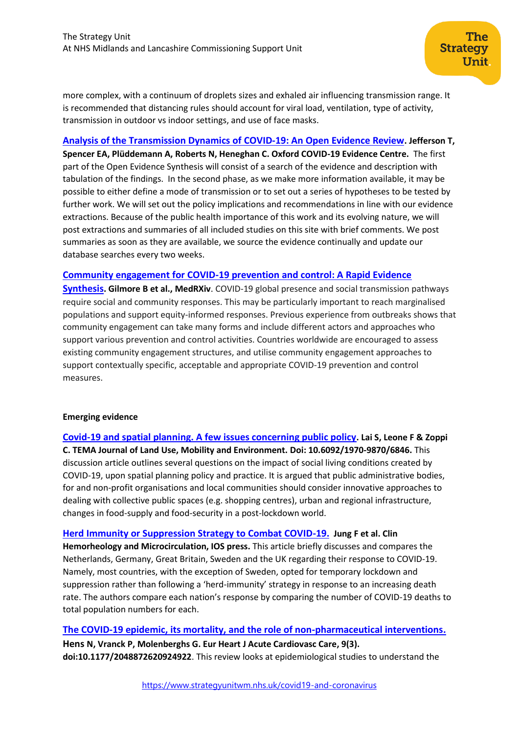more complex, with a continuum of droplets sizes and exhaled air influencing transmission range. It is recommended that distancing rules should account for viral load, ventilation, type of activity, transmission in outdoor vs indoor settings, and use of face masks.

**Analysis of the Transmission Dynamics of COVID-19: An Open Evidence Review. Jefferson T, Spencer EA, Plüddemann A, Roberts N, Heneghan C. Oxford COVID-19 Evidence Centre.** The first part of the Open Evidence Synthesis will consist of a search of the evidence and description with tabulation of the findings. In the second phase, as we make more information available, it may be possible to either define a mode of transmission or to set out a series of hypotheses to be tested by further work. We will set out the policy implications and recommendations in line with our evidence extractions. Because of the public health importance of this work and its evolving nature, we will post extractions and summaries of all included studies on this site with brief comments. We post summaries as soon as they are available, we source the evidence continually and update our database searches every two weeks.

**Community engagement for COVID-19 prevention and control: A Rapid Evidence Synthesis. Gilmore B et al., MedRXiv**. COVID-19 global presence and social transmission pathways require social and community responses. This may be particularly important to reach marginalised populations and support equity-informed responses. Previous experience from outbreaks shows that community engagement can take many forms and include different actors and approaches who support various prevention and control activities. Countries worldwide are encouraged to assess existing community engagement structures, and utilise community engagement approaches to support contextually specific, acceptable and appropriate COVID-19 prevention and control measures.

**Emerging evidence**

**Covid-19 and spatial planning. A few issues concerning public policy. Lai S, Leone F & Zoppi C. TEMA Journal of Land Use, Mobility and Environment. Doi: 10.6092/1970-9870/6846.** This discussion article outlines several questions on the impact of social living conditions created by COVID-19, upon spatial planning policy and practice. It is argued that public administrative bodies, for and non-profit organisations and local communities should consider innovative approaches to dealing with collective public spaces (e.g. shopping centres), urban and regional infrastructure, changes in food-supply and food-security in a post-lockdown world.

**Herd Immunity or Suppression Strategy to Combat COVID-19. Jung F et al. Clin Hemorheology and Microcirculation, IOS press.** This article briefly discusses and compares the Netherlands, Germany, Great Britain, Sweden and the UK regarding their response to COVID-19. Namely, most countries, with the exception of Sweden, opted for temporary lockdown and suppression rather than following a 'herd-immunity' strategy in response to an increasing death rate. The authors compare each nation's response by comparing the number of COVID-19 deaths to total population numbers for each.

**The COVID-19 epidemic, its mortality, and the role of non-pharmaceutical interventions. Hens N, Vranck P, Molenberghs G. Eur Heart J Acute Cardiovasc Care, 9(3). doi:10.1177/2048872620924922**. This review looks at epidemiological studies to understand the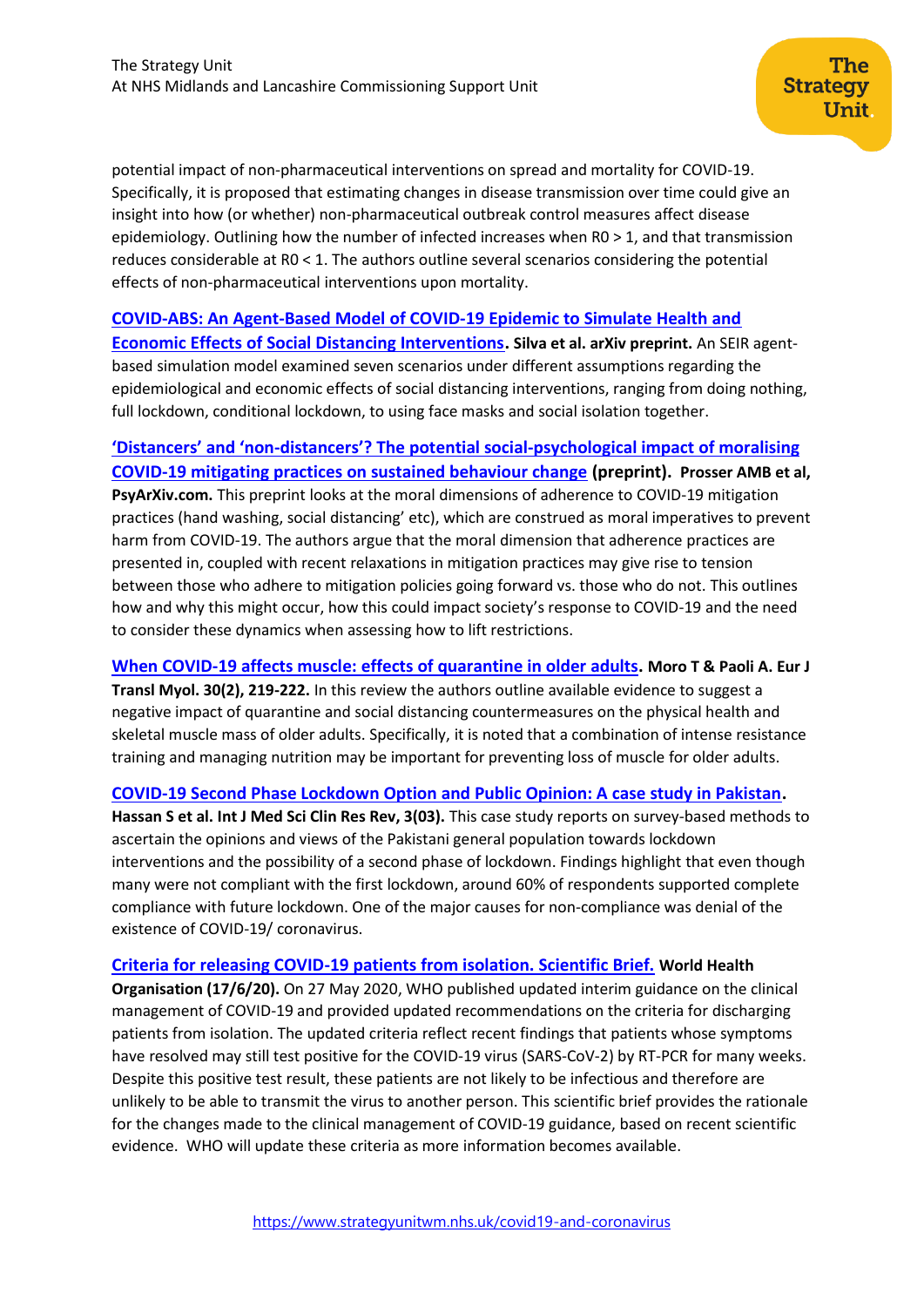potential impact of non-pharmaceutical interventions on spread and mortality for COVID-19. Specifically, it is proposed that estimating changes in disease transmission over time could give an insight into how (or whether) non-pharmaceutical outbreak control measures affect disease epidemiology. Outlining how the number of infected increases when $R0 > 1$, and that transmission reduces considerable at $R0 < 1$. The authors outline several scenarios considering the potential effects of non-pharmaceutical interventions upon mortality.

**COVID-ABS: An Agent-Based Model of COVID-19 Epidemic to Simulate Health and Economic Effects of Social Distancing Interventions. Silva et al. arXiv preprint.** An SEIR agent-based simulation model examined seven scenarios under different assumptions regarding the epidemiological and economic effects of social distancing interventions, ranging from doing nothing, full lockdown, conditional lockdown, to using face masks and social isolation together.

**'Distancers' and 'non-distancers'? The potential social-psychological impact of moralising COVID-19 mitigating practices on sustained behaviour change (preprint). Prosser AMB et al, PsyArXiv.com.** This preprint looks at the moral dimensions of adherence to COVID-19 mitigation practices (hand washing, social distancing' etc), which are construed as moral imperatives to prevent harm from COVID-19. The authors argue that the moral dimension that adherence practices are presented in, coupled with recent relaxations in mitigation practices may give rise to tension between those who adhere to mitigation policies going forward vs. those who do not. This outlines how and why this might occur, how this could impact society's response to COVID-19 and the need to consider these dynamics when assessing how to lift restrictions.

**When COVID-19 affects muscle: effects of quarantine in older adults. Moro T & Paoli A. Eur J Transl Myol. 30(2), 219-222.** In this review the authors outline available evidence to suggest a negative impact of quarantine and social distancing countermeasures on the physical health and skeletal muscle mass of older adults. Specifically, it is noted that a combination of intense resistance training and managing nutrition may be important for preventing loss of muscle for older adults.

**COVID-19 Second Phase Lockdown Option and Public Opinion: A case study in Pakistan. Hassan S et al. Int J Med Sci Clin Res Rev, 3(03).** This case study reports on survey-based methods to ascertain the opinions and views of the Pakistani general population towards lockdown interventions and the possibility of a second phase of lockdown. Findings highlight that even though many were not compliant with the first lockdown, around 60% of respondents supported complete compliance with future lockdown. One of the major causes for non-compliance was denial of the existence of COVID-19/ coronavirus.

**Criteria for releasing COVID-19 patients from isolation. Scientific Brief. World Health Organisation (17/6/20).** On 27 May 2020, WHO published updated interim guidance on the clinical management of COVID-19 and provided updated recommendations on the criteria for discharging patients from isolation. The updated criteria reflect recent findings that patients whose symptoms have resolved may still test positive for the COVID-19 virus (SARS-CoV-2) by RT-PCR for many weeks. Despite this positive test result, these patients are not likely to be infectious and therefore are unlikely to be able to transmit the virus to another person. This scientific brief provides the rationale for the changes made to the clinical management of COVID-19 guidance, based on recent scientific evidence. WHO will update these criteria as more information becomes available.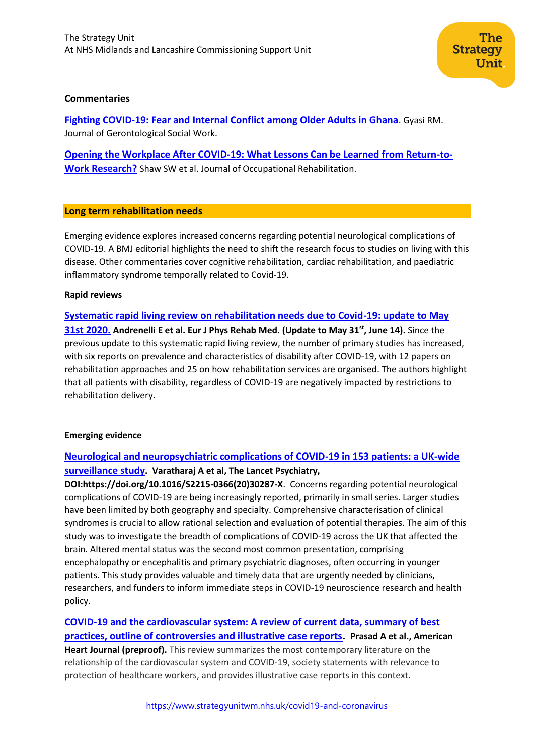**Commentaries**

[Fighting COVID-19: Fear and Internal Conflict among Older Adults in Ghana](). Gyasi RM. Journal of Gerontological Social Work.

[Opening the Workplace After COVID-19: What Lessons Can be Learned from Return-to-Work Research?]() Shaw SW et al. Journal of Occupational Rehabilitation.

## Long term rehabilitation needs

Emerging evidence explores increased concerns regarding potential neurological complications of COVID-19. A BMJ editorial highlights the need to shift the research focus to studies on living with this disease. Other commentaries cover cognitive rehabilitation, cardiac rehabilitation, and paediatric inflammatory syndrome temporally related to Covid-19.

**Rapid reviews**

[Systematic rapid living review on rehabilitation needs due to Covid-19: update to May 31st 2020.]() **Andrenelli E et al. Eur J Phys Rehab Med. (Update to May 31st, June 14).** Since the previous update to this systematic rapid living review, the number of primary studies has increased, with six reports on prevalence and characteristics of disability after COVID-19, with 12 papers on rehabilitation approaches and 25 on how rehabilitation services are organised. The authors highlight that all patients with disability, regardless of COVID-19 are negatively impacted by restrictions to rehabilitation delivery.

**Emerging evidence**

[Neurological and neuropsychiatric complications of COVID-19 in 153 patients: a UK-wide surveillance study](). **Varatharaj A et al, The Lancet Psychiatry, DOI:https://doi.org/10.1016/S2215-0366(20)30287-X**. Concerns regarding potential neurological complications of COVID-19 are being increasingly reported, primarily in small series. Larger studies have been limited by both geography and specialty. Comprehensive characterisation of clinical syndromes is crucial to allow rational selection and evaluation of potential therapies. The aim of this study was to investigate the breadth of complications of COVID-19 across the UK that affected the brain. Altered mental status was the second most common presentation, comprising encephalopathy or encephalitis and primary psychiatric diagnoses, often occurring in younger patients. This study provides valuable and timely data that are urgently needed by clinicians, researchers, and funders to inform immediate steps in COVID-19 neuroscience research and health policy.

[COVID-19 and the cardiovascular system: A review of current data, summary of best practices, outline of controversies and illustrative case reports](). **Prasad A et al., American Heart Journal (preproof).** This review summarizes the most contemporary literature on the relationship of the cardiovascular system and COVID-19, society statements with relevance to protection of healthcare workers, and provides illustrative case reports in this context.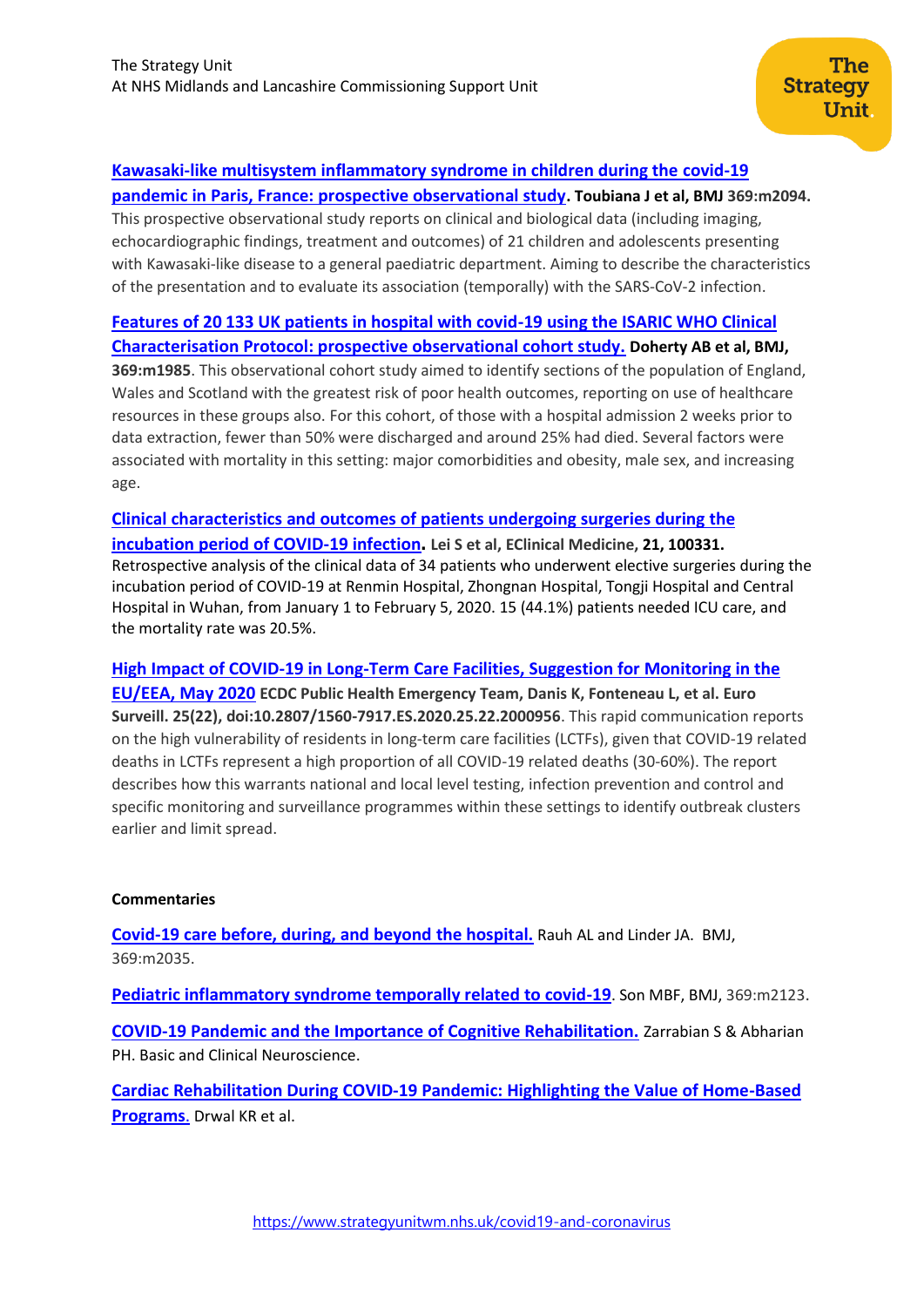**Kawasaki-like multisystem inflammatory syndrome in children during the covid-19 pandemic in Paris, France: prospective observational study. Toubiana J et al, BMJ** 369:m2094. This prospective observational study reports on clinical and biological data (including imaging, echocardiographic findings, treatment and outcomes) of 21 children and adolescents presenting with Kawasaki-like disease to a general paediatric department. Aiming to describe the characteristics of the presentation and to evaluate its association (temporally) with the SARS-CoV-2 infection.

**Features of 20 133 UK patients in hospital with covid-19 using the ISARIC WHO Clinical Characterisation Protocol: prospective observational cohort study. Doherty AB et al, BMJ, 369:m1985**. This observational cohort study aimed to identify sections of the population of England, Wales and Scotland with the greatest risk of poor health outcomes, reporting on use of healthcare resources in these groups also. For this cohort, of those with a hospital admission 2 weeks prior to data extraction, fewer than 50% were discharged and around 25% had died. Several factors were associated with mortality in this setting: major comorbidities and obesity, male sex, and increasing age.

**Clinical characteristics and outcomes of patients undergoing surgeries during the incubation period of COVID-19 infection. Lei S et al, EClinical Medicine, 21, 100331.** Retrospective analysis of the clinical data of 34 patients who underwent elective surgeries during the incubation period of COVID-19 at Renmin Hospital, Zhongnan Hospital, Tongji Hospital and Central Hospital in Wuhan, from January 1 to February 5, 2020. 15 (44.1%) patients needed ICU care, and the mortality rate was 20.5%.

**High Impact of COVID-19 in Long-Term Care Facilities, Suggestion for Monitoring in the EU/EEA, May 2020 ECDC Public Health Emergency Team, Danis K, Fonteneau L, et al. Euro Surveill. 25(22), doi:10.2807/1560-7917.ES.2020.25.22.2000956**. This rapid communication reports on the high vulnerability of residents in long-term care facilities (LCTFs), given that COVID-19 related deaths in LCTFs represent a high proportion of all COVID-19 related deaths (30-60%). The report describes how this warrants national and local level testing, infection prevention and control and specific monitoring and surveillance programmes within these settings to identify outbreak clusters earlier and limit spread.

**Commentaries**

**Covid-19 care before, during, and beyond the hospital.** Rauh AL and Linder JA. BMJ, 369:m2035.

**Pediatric inflammatory syndrome temporally related to covid-19**. Son MBF, BMJ, 369:m2123.

**COVID-19 Pandemic and the Importance of Cognitive Rehabilitation.** Zarrabian S & Abharian PH. Basic and Clinical Neuroscience.

**Cardiac Rehabilitation During COVID-19 Pandemic: Highlighting the Value of Home-Based Programs**. Drwal KR et al.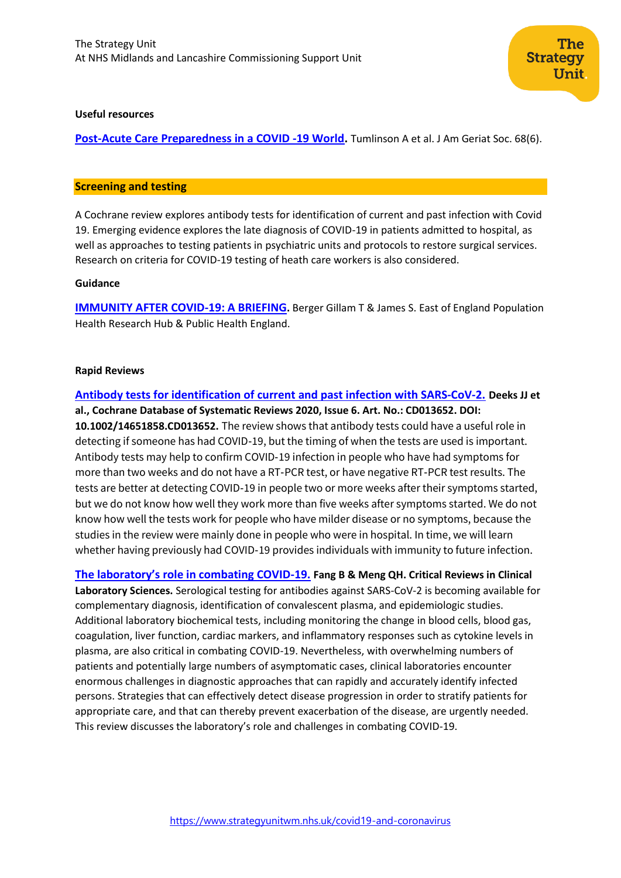**Useful resources**

**Post-Acute Care Preparedness in a COVID -19 World.** Tumlinson A et al. J Am Geriat Soc. 68(6).

## Screening and testing

A Cochrane review explores antibody tests for identification of current and past infection with Covid 19. Emerging evidence explores the late diagnosis of COVID-19 in patients admitted to hospital, as well as approaches to testing patients in psychiatric units and protocols to restore surgical services. Research on criteria for COVID-19 testing of heath care workers is also considered.

**Guidance**

**IMMUNITY AFTER COVID-19: A BRIEFING.** Berger Gillam T & James S. East of England Population Health Research Hub & Public Health England.

**Rapid Reviews**

**Antibody tests for identification of current and past infection with SARS-CoV-2. Deeks JJ et al., Cochrane Database of Systematic Reviews 2020, Issue 6. Art. No.: CD013652. DOI: 10.1002/14651858.CD013652.** The review shows that antibody tests could have a useful role in detecting if someone has had COVID-19, but the timing of when the tests are used is important. Antibody tests may help to confirm COVID-19 infection in people who have had symptoms for more than two weeks and do not have a RT-PCR test, or have negative RT-PCR test results. The tests are better at detecting COVID-19 in people two or more weeks after their symptoms started, but we do not know how well they work more than five weeks after symptoms started. We do not know how well the tests work for people who have milder disease or no symptoms, because the studies in the review were mainly done in people who were in hospital. In time, we will learn whether having previously had COVID-19 provides individuals with immunity to future infection.

**The laboratory's role in combating COVID-19. Fang B & Meng QH. Critical Reviews in Clinical Laboratory Sciences.** Serological testing for antibodies against SARS-CoV-2 is becoming available for complementary diagnosis, identification of convalescent plasma, and epidemiologic studies. Additional laboratory biochemical tests, including monitoring the change in blood cells, blood gas, coagulation, liver function, cardiac markers, and inflammatory responses such as cytokine levels in plasma, are also critical in combating COVID-19. Nevertheless, with overwhelming numbers of patients and potentially large numbers of asymptomatic cases, clinical laboratories encounter enormous challenges in diagnostic approaches that can rapidly and accurately identify infected persons. Strategies that can effectively detect disease progression in order to stratify patients for appropriate care, and that can thereby prevent exacerbation of the disease, are urgently needed. This review discusses the laboratory's role and challenges in combating COVID-19.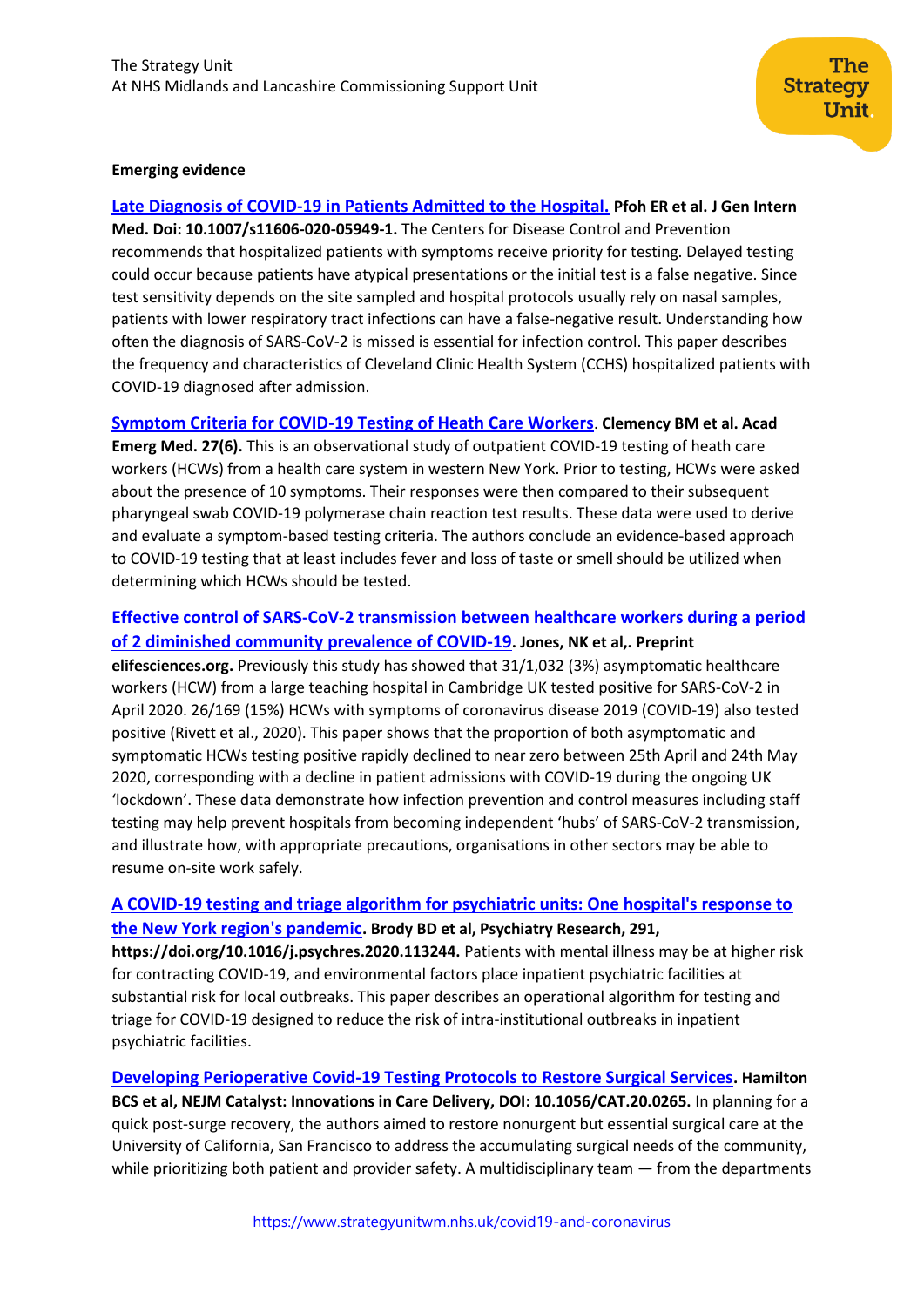**Emerging evidence**

[Late Diagnosis of COVID-19 in Patients Admitted to the Hospital.](#) **Pfoh ER et al. J Gen Intern Med. Doi: 10.1007/s11606-020-05949-1.** The Centers for Disease Control and Prevention recommends that hospitalized patients with symptoms receive priority for testing. Delayed testing could occur because patients have atypical presentations or the initial test is a false negative. Since test sensitivity depends on the site sampled and hospital protocols usually rely on nasal samples, patients with lower respiratory tract infections can have a false-negative result. Understanding how often the diagnosis of SARS-CoV-2 is missed is essential for infection control. This paper describes the frequency and characteristics of Cleveland Clinic Health System (CCHS) hospitalized patients with COVID-19 diagnosed after admission.

[Symptom Criteria for COVID-19 Testing of Heath Care Workers](#). **Clemency BM et al. Acad Emerg Med. 27(6).** This is an observational study of outpatient COVID-19 testing of heath care workers (HCWs) from a health care system in western New York. Prior to testing, HCWs were asked about the presence of 10 symptoms. Their responses were then compared to their subsequent pharyngeal swab COVID-19 polymerase chain reaction test results. These data were used to derive and evaluate a symptom-based testing criteria. The authors conclude an evidence-based approach to COVID-19 testing that at least includes fever and loss of taste or smell should be utilized when determining which HCWs should be tested.

[Effective control of SARS-CoV-2 transmission between healthcare workers during a period of 2 diminished community prevalence of COVID-19](#). **Jones, NK et al,. Preprint elifesciences.org.** Previously this study has showed that 31/1,032 (3%) asymptomatic healthcare workers (HCW) from a large teaching hospital in Cambridge UK tested positive for SARS-CoV-2 in April 2020. 26/169 (15%) HCWs with symptoms of coronavirus disease 2019 (COVID-19) also tested positive (Rivett et al., 2020). This paper shows that the proportion of both asymptomatic and symptomatic HCWs testing positive rapidly declined to near zero between 25th April and 24th May 2020, corresponding with a decline in patient admissions with COVID-19 during the ongoing UK 'lockdown'. These data demonstrate how infection prevention and control measures including staff testing may help prevent hospitals from becoming independent 'hubs' of SARS-CoV-2 transmission, and illustrate how, with appropriate precautions, organisations in other sectors may be able to resume on-site work safely.

[A COVID-19 testing and triage algorithm for psychiatric units: One hospital's response to the New York region's pandemic](#). **Brody BD et al, Psychiatry Research, 291, https://doi.org/10.1016/j.psychres.2020.113244.** Patients with mental illness may be at higher risk for contracting COVID-19, and environmental factors place inpatient psychiatric facilities at substantial risk for local outbreaks. This paper describes an operational algorithm for testing and triage for COVID-19 designed to reduce the risk of intra-institutional outbreaks in inpatient psychiatric facilities.

[Developing Perioperative Covid-19 Testing Protocols to Restore Surgical Services](#). **Hamilton BCS et al, NEJM Catalyst: Innovations in Care Delivery, DOI: 10.1056/CAT.20.0265.** In planning for a quick post-surge recovery, the authors aimed to restore nonurgent but essential surgical care at the University of California, San Francisco to address the accumulating surgical needs of the community, while prioritizing both patient and provider safety. A multidisciplinary team — from the departments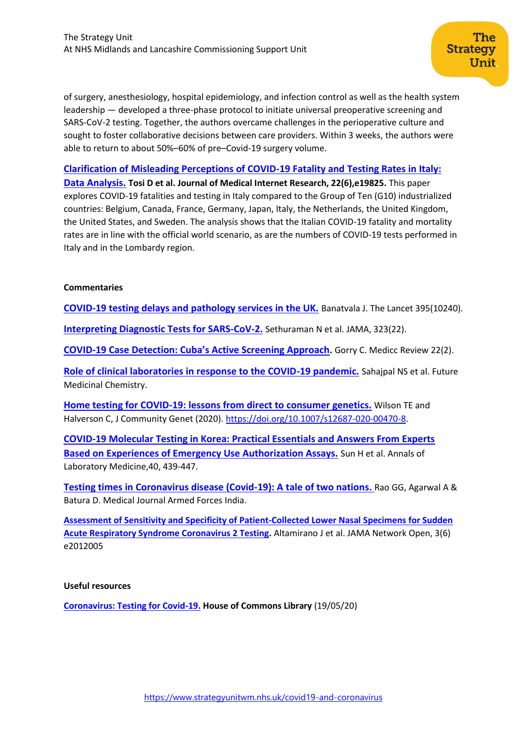of surgery, anesthesiology, hospital epidemiology, and infection control as well as the health system leadership — developed a three-phase protocol to initiate universal preoperative screening and SARS-CoV-2 testing. Together, the authors overcame challenges in the perioperative culture and sought to foster collaborative decisions between care providers. Within 3 weeks, the authors were able to return to about 50%–60% of pre–Covid-19 surgery volume.

**Clarification of Misleading Perceptions of COVID-19 Fatality and Testing Rates in Italy: Data Analysis. Tosi D et al. Journal of Medical Internet Research, 22(6),e19825.** This paper explores COVID-19 fatalities and testing in Italy compared to the Group of Ten (G10) industrialized countries: Belgium, Canada, France, Germany, Japan, Italy, the Netherlands, the United Kingdom, the United States, and Sweden. The analysis shows that the Italian COVID-19 fatality and mortality rates are in line with the official world scenario, as are the numbers of COVID-19 tests performed in Italy and in the Lombardy region.

**Commentaries**

**COVID-19 testing delays and pathology services in the UK.** Banatvala J. The Lancet 395(10240).

**Interpreting Diagnostic Tests for SARS-CoV-2.** Sethuraman N et al. JAMA, 323(22).

**COVID-19 Case Detection: Cuba's Active Screening Approach.** Gorry C. Medicc Review 22(2).

**Role of clinical laboratories in response to the COVID-19 pandemic.** Sahajpal NS et al. Future Medicinal Chemistry.

**Home testing for COVID-19: lessons from direct to consumer genetics.** Wilson TE and Halverson C, J Community Genet (2020). https://doi.org/10.1007/s12687-020-00470-8.

**COVID-19 Molecular Testing in Korea: Practical Essentials and Answers From Experts Based on Experiences of Emergency Use Authorization Assays.** Sun H et al. Annals of Laboratory Medicine,40, 439-447.

**Testing times in Coronavirus disease (Covid-19): A tale of two nations.** Rao GG, Agarwal A & Batura D. Medical Journal Armed Forces India.

**Assessment of Sensitivity and Specificity of Patient-Collected Lower Nasal Specimens for Sudden Acute Respiratory Syndrome Coronavirus 2 Testing.** Altamirano J et al. JAMA Network Open, 3(6) e2012005

**Useful resources**

**Coronavirus: Testing for Covid-19. House of Commons Library** (19/05/20)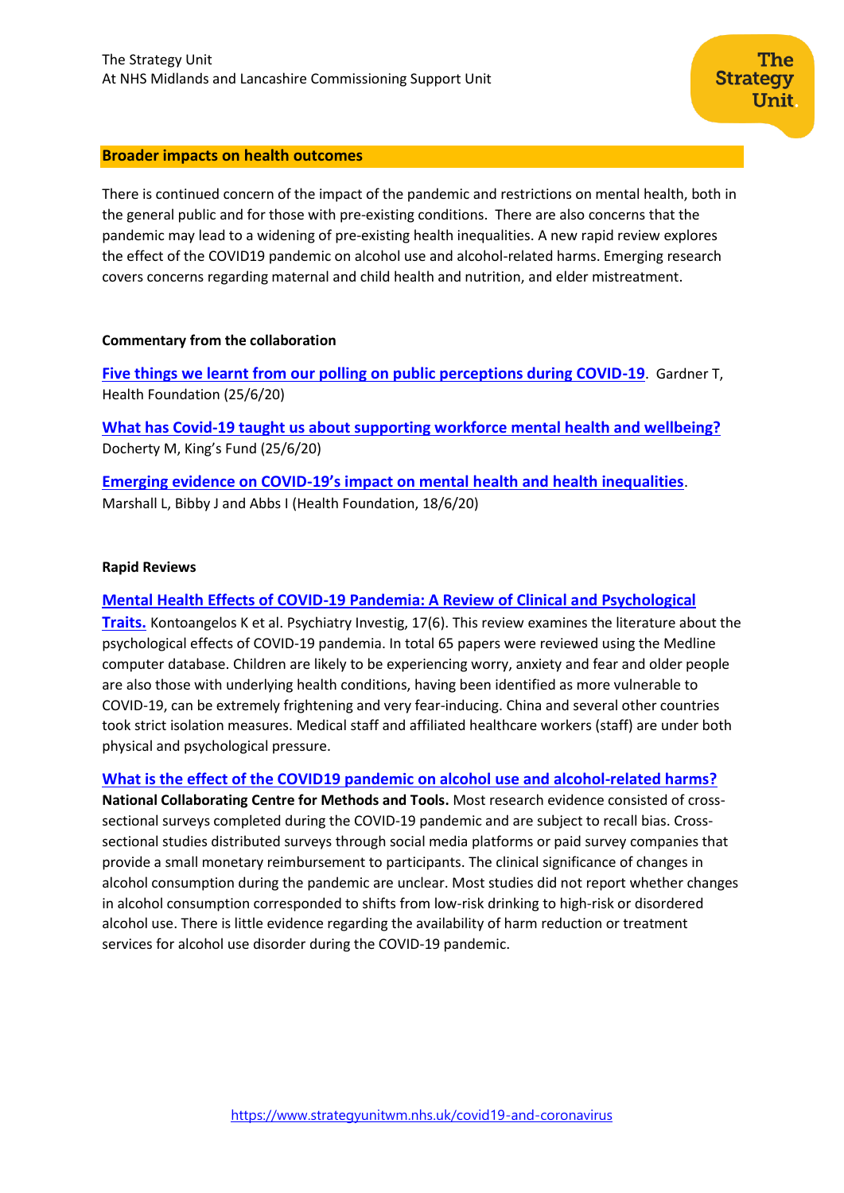## Broader impacts on health outcomes

There is continued concern of the impact of the pandemic and restrictions on mental health, both in the general public and for those with pre-existing conditions. There are also concerns that the pandemic may lead to a widening of pre-existing health inequalities. A new rapid review explores the effect of the COVID19 pandemic on alcohol use and alcohol-related harms. Emerging research covers concerns regarding maternal and child health and nutrition, and elder mistreatment.

### Commentary from the collaboration

**Five things we learnt from our polling on public perceptions during COVID-19**. Gardner T, Health Foundation (25/6/20)

**What has Covid-19 taught us about supporting workforce mental health and wellbeing?** Docherty M, King's Fund (25/6/20)

**Emerging evidence on COVID-19's impact on mental health and health inequalities**. Marshall L, Bibby J and Abbs I (Health Foundation, 18/6/20)

### Rapid Reviews

**Mental Health Effects of COVID-19 Pandemia: A Review of Clinical and Psychological Traits.** Kontoangelos K et al. Psychiatry Investig, 17(6). This review examines the literature about the psychological effects of COVID-19 pandemia. In total 65 papers were reviewed using the Medline computer database. Children are likely to be experiencing worry, anxiety and fear and older people are also those with underlying health conditions, having been identified as more vulnerable to COVID-19, can be extremely frightening and very fear-inducing. China and several other countries took strict isolation measures. Medical staff and affiliated healthcare workers (staff) are under both physical and psychological pressure.

**What is the effect of the COVID19 pandemic on alcohol use and alcohol-related harms?**
**National Collaborating Centre for Methods and Tools.** Most research evidence consisted of cross-sectional surveys completed during the COVID-19 pandemic and are subject to recall bias. Cross-sectional studies distributed surveys through social media platforms or paid survey companies that provide a small monetary reimbursement to participants. The clinical significance of changes in alcohol consumption during the pandemic are unclear. Most studies did not report whether changes in alcohol consumption corresponded to shifts from low-risk drinking to high-risk or disordered alcohol use. There is little evidence regarding the availability of harm reduction or treatment services for alcohol use disorder during the COVID-19 pandemic.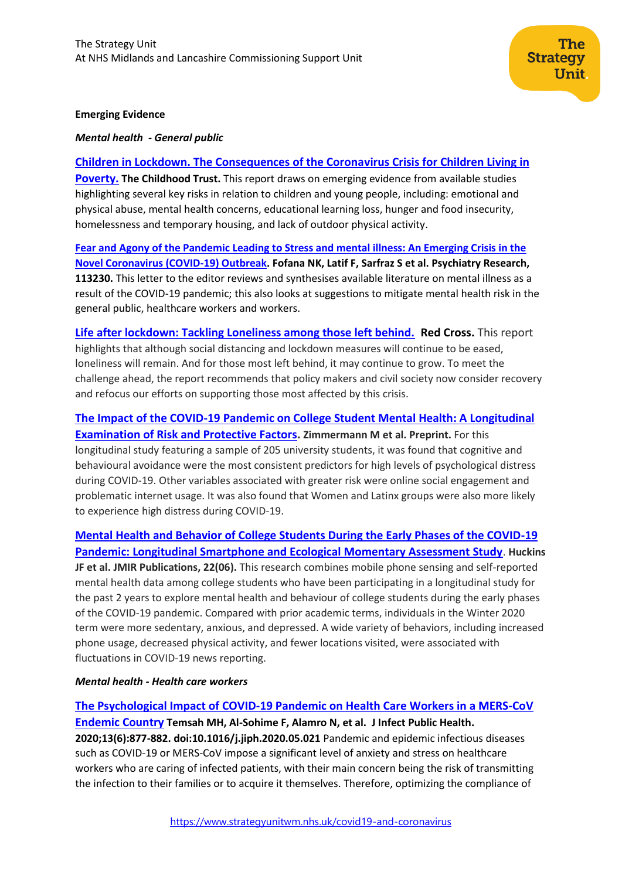**Emerging Evidence**

***Mental health - General public***

**Children in Lockdown. The Consequences of the Coronavirus Crisis for Children Living in Poverty. The Childhood Trust.** This report draws on emerging evidence from available studies highlighting several key risks in relation to children and young people, including: emotional and physical abuse, mental health concerns, educational learning loss, hunger and food insecurity, homelessness and temporary housing, and lack of outdoor physical activity.

**Fear and Agony of the Pandemic Leading to Stress and mental illness: An Emerging Crisis in the Novel Coronavirus (COVID-19) Outbreak. Fofana NK, Latif F, Sarfraz S et al. Psychiatry Research, 113230.** This letter to the editor reviews and synthesises available literature on mental illness as a result of the COVID-19 pandemic; this also looks at suggestions to mitigate mental health risk in the general public, healthcare workers and workers.

**Life after lockdown: Tackling Loneliness among those left behind. Red Cross.** This report highlights that although social distancing and lockdown measures will continue to be eased, loneliness will remain. And for those most left behind, it may continue to grow. To meet the challenge ahead, the report recommends that policy makers and civil society now consider recovery and refocus our efforts on supporting those most affected by this crisis.

**The Impact of the COVID-19 Pandemic on College Student Mental Health: A Longitudinal Examination of Risk and Protective Factors. Zimmermann M et al. Preprint.** For this longitudinal study featuring a sample of 205 university students, it was found that cognitive and behavioural avoidance were the most consistent predictors for high levels of psychological distress during COVID-19. Other variables associated with greater risk were online social engagement and problematic internet usage. It was also found that Women and Latinx groups were also more likely to experience high distress during COVID-19.

**Mental Health and Behavior of College Students During the Early Phases of the COVID-19 Pandemic: Longitudinal Smartphone and Ecological Momentary Assessment Study. Huckins JF et al. JMIR Publications, 22(06).** This research combines mobile phone sensing and self-reported mental health data among college students who have been participating in a longitudinal study for the past 2 years to explore mental health and behaviour of college students during the early phases of the COVID-19 pandemic. Compared with prior academic terms, individuals in the Winter 2020 term were more sedentary, anxious, and depressed. A wide variety of behaviors, including increased phone usage, decreased physical activity, and fewer locations visited, were associated with fluctuations in COVID-19 news reporting.

***Mental health - Health care workers***

**The Psychological Impact of COVID-19 Pandemic on Health Care Workers in a MERS-CoV Endemic Country Temsah MH, Al-Sohime F, Alamro N, et al. J Infect Public Health. 2020;13(6):877-882. doi:10.1016/j.jiph.2020.05.021** Pandemic and epidemic infectious diseases such as COVID-19 or MERS-CoV impose a significant level of anxiety and stress on healthcare workers who are caring of infected patients, with their main concern being the risk of transmitting the infection to their families or to acquire it themselves. Therefore, optimizing the compliance of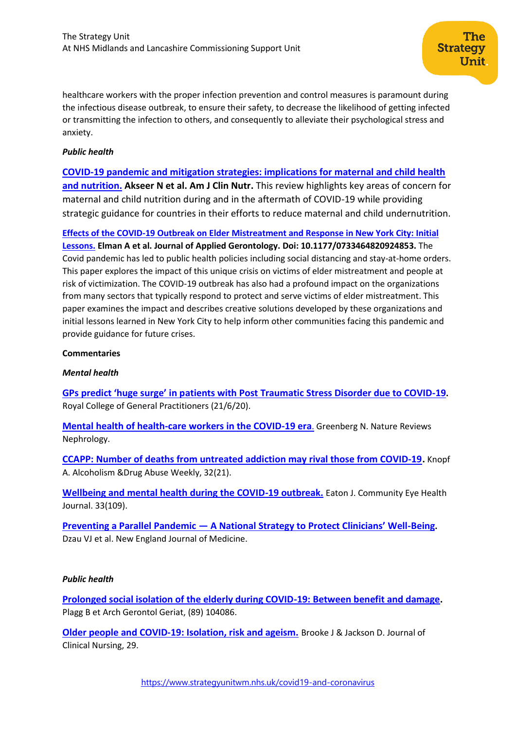healthcare workers with the proper infection prevention and control measures is paramount during the infectious disease outbreak, to ensure their safety, to decrease the likelihood of getting infected or transmitting the infection to others, and consequently to alleviate their psychological stress and anxiety.

***Public health***

**COVID-19 pandemic and mitigation strategies: implications for maternal and child health and nutrition.** **Akseer N et al. Am J Clin Nutr.** This review highlights key areas of concern for maternal and child nutrition during and in the aftermath of COVID-19 while providing strategic guidance for countries in their efforts to reduce maternal and child undernutrition.

**Effects of the COVID-19 Outbreak on Elder Mistreatment and Response in New York City: Initial Lessons.** **Elman A et al. Journal of Applied Gerontology. Doi: 10.1177/0733464820924853.** The Covid pandemic has led to public health policies including social distancing and stay-at-home orders. This paper explores the impact of this unique crisis on victims of elder mistreatment and people at risk of victimization. The COVID-19 outbreak has also had a profound impact on the organizations from many sectors that typically respond to protect and serve victims of elder mistreatment. This paper examines the impact and describes creative solutions developed by these organizations and initial lessons learned in New York City to help inform other communities facing this pandemic and provide guidance for future crises.

**Commentaries**

***Mental health***

**GPs predict 'huge surge' in patients with Post Traumatic Stress Disorder due to COVID-19.** Royal College of General Practitioners (21/6/20).

**Mental health of health-care workers in the COVID-19 era.** Greenberg N. Nature Reviews Nephrology.

**CCAPP: Number of deaths from untreated addiction may rival those from COVID-19.** Knopf A. Alcoholism &Drug Abuse Weekly, 32(21).

**Wellbeing and mental health during the COVID-19 outbreak.** Eaton J. Community Eye Health Journal. 33(109).

**Preventing a Parallel Pandemic — A National Strategy to Protect Clinicians' Well-Being.** Dzau VJ et al. New England Journal of Medicine.

***Public health***

**Prolonged social isolation of the elderly during COVID-19: Between benefit and damage.** Plagg B et Arch Gerontol Geriat, (89) 104086.

**Older people and COVID-19: Isolation, risk and ageism.** Brooke J & Jackson D. Journal of Clinical Nursing, 29.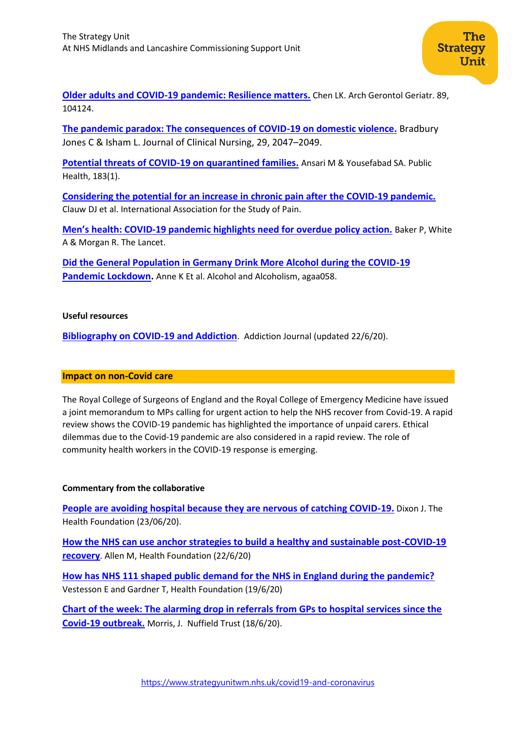**Older adults and COVID-19 pandemic: Resilience matters.** Chen LK. Arch Gerontol Geriatr. 89, 104124.

**The pandemic paradox: The consequences of COVID-19 on domestic violence.** Bradbury Jones C & Isham L. Journal of Clinical Nursing, 29, 2047–2049.

**Potential threats of COVID-19 on quarantined families.** Ansari M & Yousefabad SA. Public Health, 183(1).

**Considering the potential for an increase in chronic pain after the COVID-19 pandemic.** Clauw DJ et al. International Association for the Study of Pain.

**Men's health: COVID-19 pandemic highlights need for overdue policy action.** Baker P, White A & Morgan R. The Lancet.

**Did the General Population in Germany Drink More Alcohol during the COVID-19 Pandemic Lockdown.** Anne K Et al. Alcohol and Alcoholism, agaa058.

#### Useful resources

**Bibliography on COVID-19 and Addiction**. Addiction Journal (updated 22/6/20).

## Impact on non-Covid care

The Royal College of Surgeons of England and the Royal College of Emergency Medicine have issued a joint memorandum to MPs calling for urgent action to help the NHS recover from Covid-19. A rapid review shows the COVID-19 pandemic has highlighted the importance of unpaid carers. Ethical dilemmas due to the Covid-19 pandemic are also considered in a rapid review. The role of community health workers in the COVID-19 response is emerging.

#### Commentary from the collaborative

**People are avoiding hospital because they are nervous of catching COVID-19.** Dixon J. The Health Foundation (23/06/20).

**How the NHS can use anchor strategies to build a healthy and sustainable post-COVID-19 recovery**. Allen M, Health Foundation (22/6/20)

**How has NHS 111 shaped public demand for the NHS in England during the pandemic?** Vestesson E and Gardner T, Health Foundation (19/6/20)

**Chart of the week: The alarming drop in referrals from GPs to hospital services since the Covid-19 outbreak.** Morris, J. Nuffield Trust (18/6/20).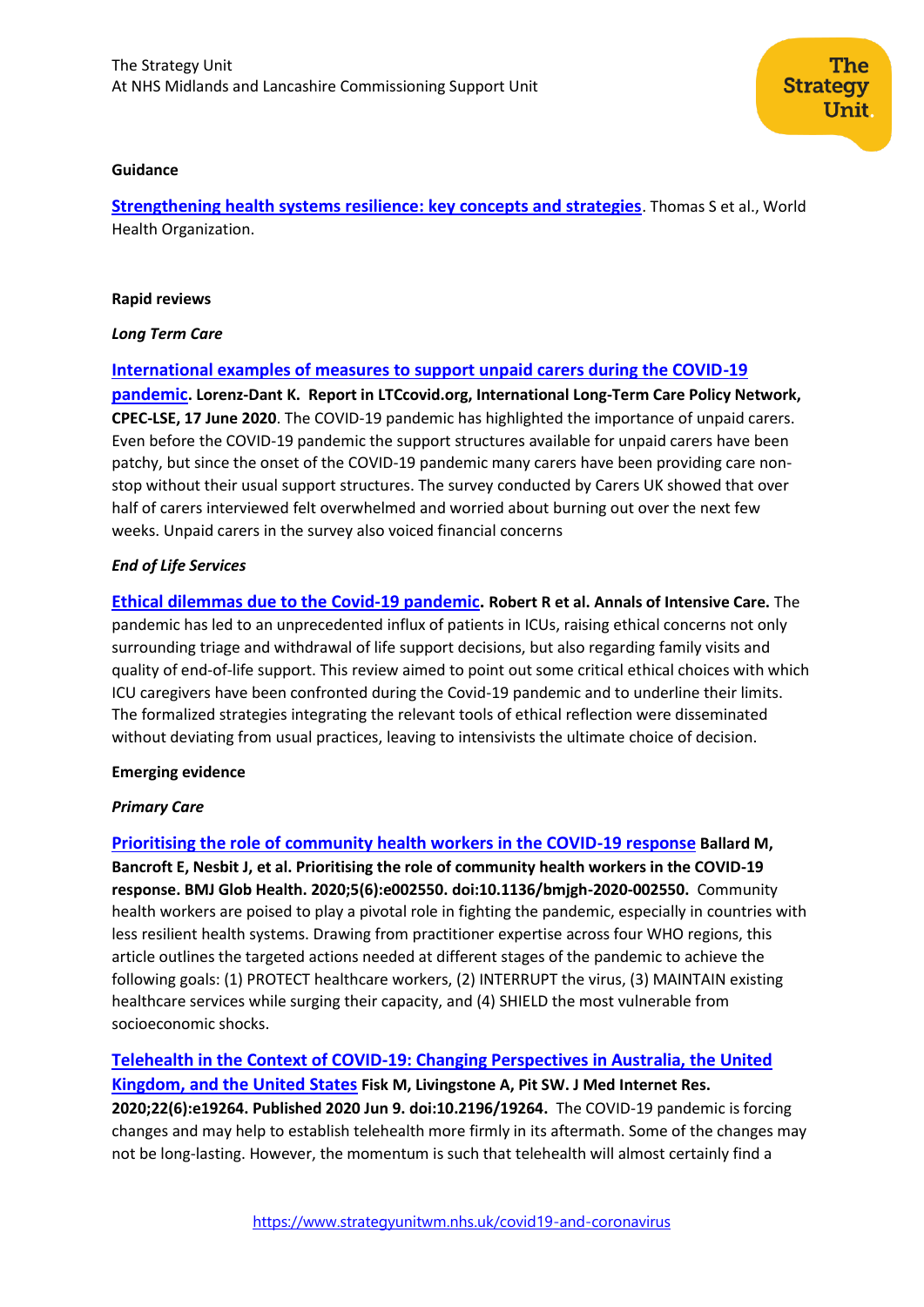**Guidance**

**Strengthening health systems resilience: key concepts and strategies**. Thomas S et al., World Health Organization.

**Rapid reviews**

***Long Term Care***

**International examples of measures to support unpaid carers during the COVID-19 pandemic. Lorenz-Dant K. Report in LTCcovid.org, International Long-Term Care Policy Network, CPEC-LSE, 17 June 2020**. The COVID-19 pandemic has highlighted the importance of unpaid carers. Even before the COVID-19 pandemic the support structures available for unpaid carers have been patchy, but since the onset of the COVID-19 pandemic many carers have been providing care non-stop without their usual support structures. The survey conducted by Carers UK showed that over half of carers interviewed felt overwhelmed and worried about burning out over the next few weeks. Unpaid carers in the survey also voiced financial concerns

***End of Life Services***

**Ethical dilemmas due to the Covid-19 pandemic. Robert R et al. Annals of Intensive Care.** The pandemic has led to an unprecedented influx of patients in ICUs, raising ethical concerns not only surrounding triage and withdrawal of life support decisions, but also regarding family visits and quality of end-of-life support. This review aimed to point out some critical ethical choices with which ICU caregivers have been confronted during the Covid-19 pandemic and to underline their limits. The formalized strategies integrating the relevant tools of ethical reflection were disseminated without deviating from usual practices, leaving to intensivists the ultimate choice of decision.

**Emerging evidence**

***Primary Care***

**Prioritising the role of community health workers in the COVID-19 response Ballard M, Bancroft E, Nesbit J, et al. Prioritising the role of community health workers in the COVID-19 response. BMJ Glob Health. 2020;5(6):e002550. doi:10.1136/bmjgh-2020-002550.** Community health workers are poised to play a pivotal role in fighting the pandemic, especially in countries with less resilient health systems. Drawing from practitioner expertise across four WHO regions, this article outlines the targeted actions needed at different stages of the pandemic to achieve the following goals: (1) PROTECT healthcare workers, (2) INTERRUPT the virus, (3) MAINTAIN existing healthcare services while surging their capacity, and (4) SHIELD the most vulnerable from socioeconomic shocks.

**Telehealth in the Context of COVID-19: Changing Perspectives in Australia, the United Kingdom, and the United States Fisk M, Livingstone A, Pit SW. J Med Internet Res. 2020;22(6):e19264. Published 2020 Jun 9. doi:10.2196/19264.** The COVID-19 pandemic is forcing changes and may help to establish telehealth more firmly in its aftermath. Some of the changes may not be long-lasting. However, the momentum is such that telehealth will almost certainly find a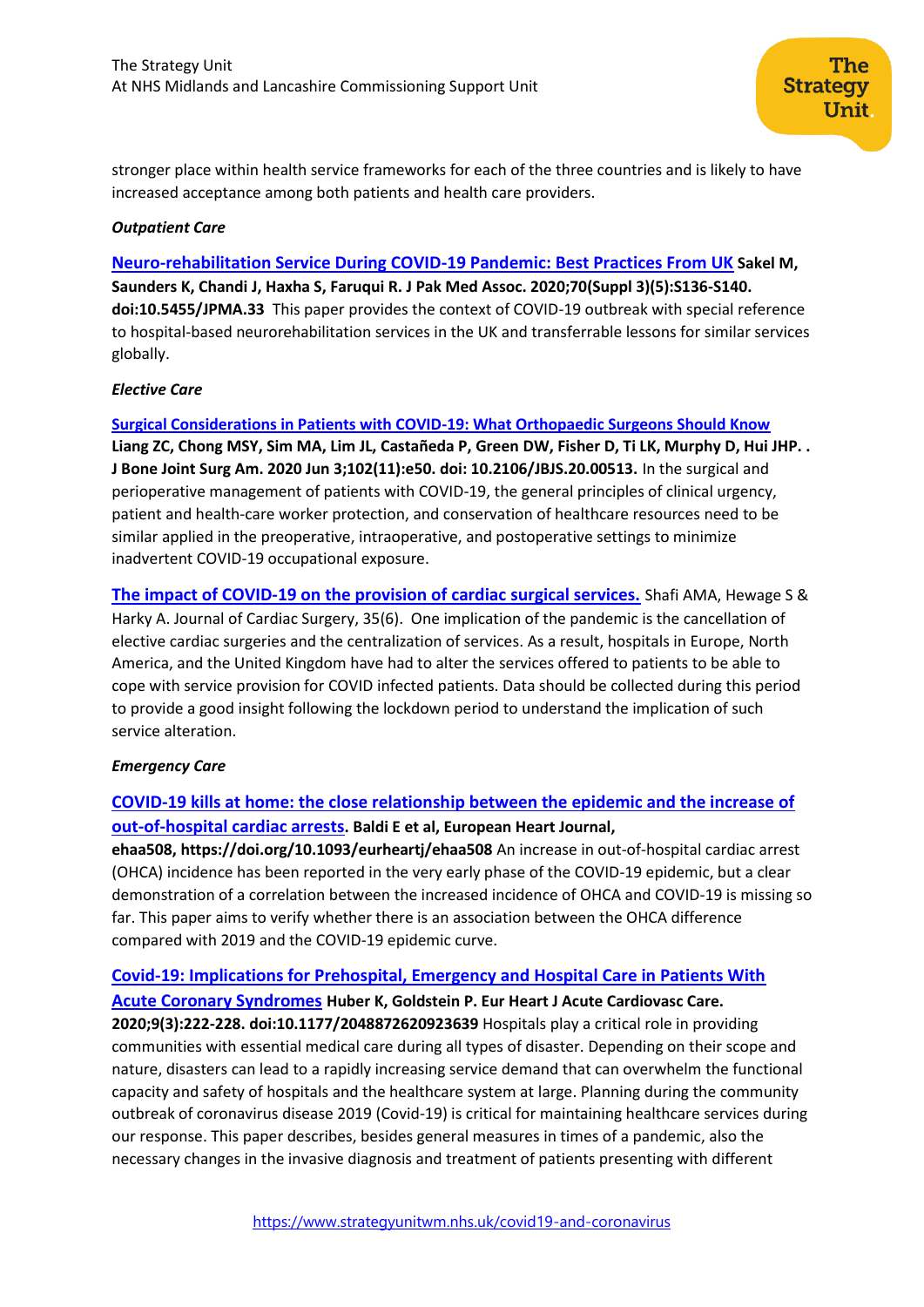stronger place within health service frameworks for each of the three countries and is likely to have increased acceptance among both patients and health care providers.

***Outpatient Care***

[Neuro-rehabilitation Service During COVID-19 Pandemic: Best Practices From UK]() **Sakel M, Saunders K, Chandi J, Haxha S, Faruqui R. J Pak Med Assoc. 2020;70(Suppl 3)(5):S136-S140. doi:10.5455/JPMA.33** This paper provides the context of COVID-19 outbreak with special reference to hospital-based neurorehabilitation services in the UK and transferrable lessons for similar services globally.

***Elective Care***

[Surgical Considerations in Patients with COVID-19: What Orthopaedic Surgeons Should Know]() **Liang ZC, Chong MSY, Sim MA, Lim JL, Castañeda P, Green DW, Fisher D, Ti LK, Murphy D, Hui JHP. . J Bone Joint Surg Am. 2020 Jun 3;102(11):e50. doi: 10.2106/JBJS.20.00513.** In the surgical and perioperative management of patients with COVID-19, the general principles of clinical urgency, patient and health-care worker protection, and conservation of healthcare resources need to be similar applied in the preoperative, intraoperative, and postoperative settings to minimize inadvertent COVID-19 occupational exposure.

[The impact of COVID-19 on the provision of cardiac surgical services.]() Shafi AMA, Hewage S & Harky A. Journal of Cardiac Surgery, 35(6). One implication of the pandemic is the cancellation of elective cardiac surgeries and the centralization of services. As a result, hospitals in Europe, North America, and the United Kingdom have had to alter the services offered to patients to be able to cope with service provision for COVID infected patients. Data should be collected during this period to provide a good insight following the lockdown period to understand the implication of such service alteration.

***Emergency Care***

[COVID-19 kills at home: the close relationship between the epidemic and the increase of out-of-hospital cardiac arrests](). **Baldi E et al, European Heart Journal, ehaa508, https://doi.org/10.1093/eurheartj/ehaa508** An increase in out-of-hospital cardiac arrest (OHCA) incidence has been reported in the very early phase of the COVID-19 epidemic, but a clear demonstration of a correlation between the increased incidence of OHCA and COVID-19 is missing so far. This paper aims to verify whether there is an association between the OHCA difference compared with 2019 and the COVID-19 epidemic curve.

[Covid-19: Implications for Prehospital, Emergency and Hospital Care in Patients With Acute Coronary Syndromes]() **Huber K, Goldstein P. Eur Heart J Acute Cardiovasc Care. 2020;9(3):222-228. doi:10.1177/2048872620923639** Hospitals play a critical role in providing communities with essential medical care during all types of disaster. Depending on their scope and nature, disasters can lead to a rapidly increasing service demand that can overwhelm the functional capacity and safety of hospitals and the healthcare system at large. Planning during the community outbreak of coronavirus disease 2019 (Covid-19) is critical for maintaining healthcare services during our response. This paper describes, besides general measures in times of a pandemic, also the necessary changes in the invasive diagnosis and treatment of patients presenting with different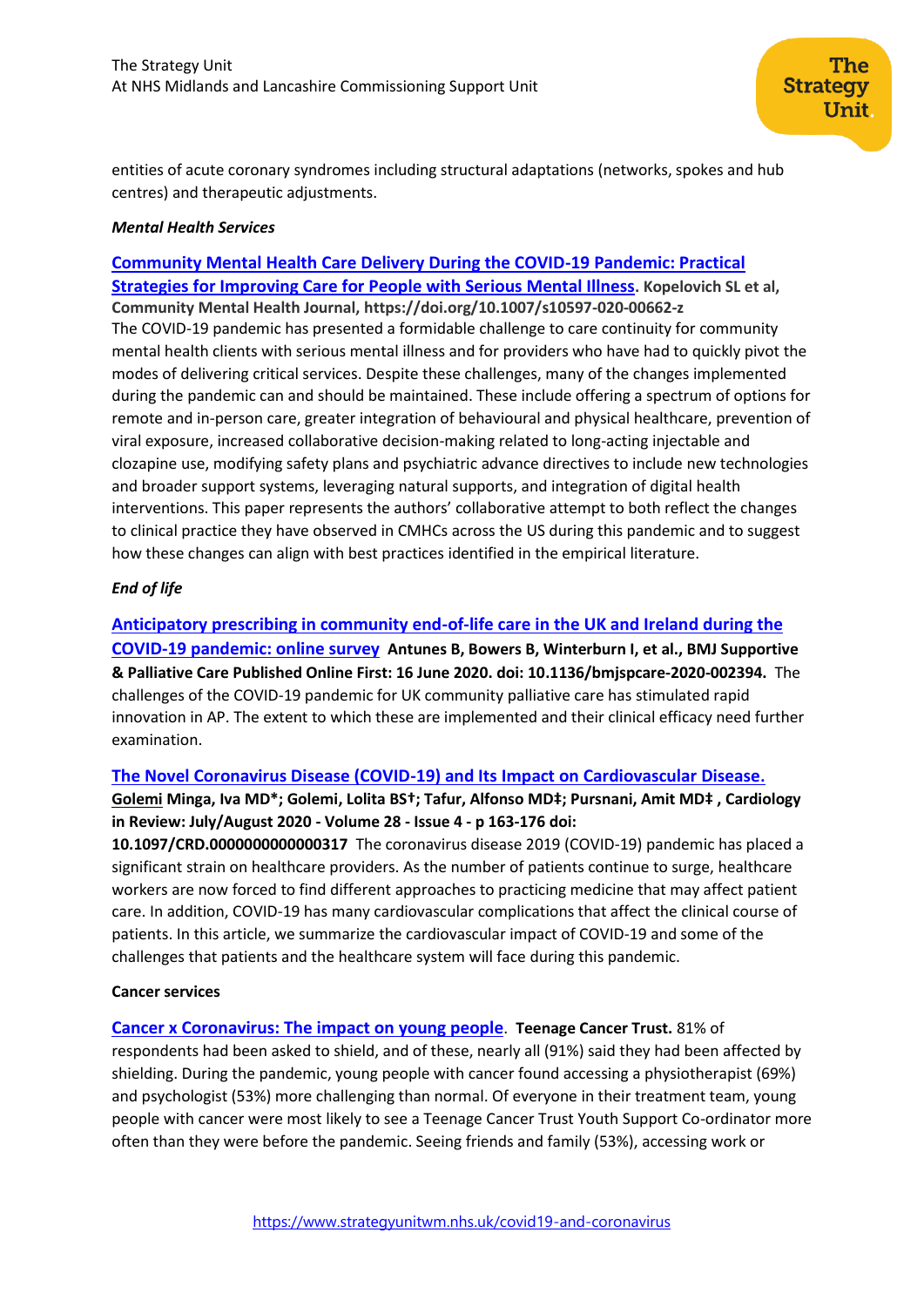entities of acute coronary syndromes including structural adaptations (networks, spokes and hub centres) and therapeutic adjustments.

***Mental Health Services***

**[Community Mental Health Care Delivery During the COVID-19 Pandemic: Practical Strategies for Improving Care for People with Serious Mental Illness](). Kopelovich SL et al, Community Mental Health Journal, https://doi.org/10.1007/s10597-020-00662-z**
The COVID-19 pandemic has presented a formidable challenge to care continuity for community mental health clients with serious mental illness and for providers who have had to quickly pivot the modes of delivering critical services. Despite these challenges, many of the changes implemented during the pandemic can and should be maintained. These include offering a spectrum of options for remote and in-person care, greater integration of behavioural and physical healthcare, prevention of viral exposure, increased collaborative decision-making related to long-acting injectable and clozapine use, modifying safety plans and psychiatric advance directives to include new technologies and broader support systems, leveraging natural supports, and integration of digital health interventions. This paper represents the authors' collaborative attempt to both reflect the changes to clinical practice they have observed in CMHCs across the US during this pandemic and to suggest how these changes can align with best practices identified in the empirical literature.

***End of life***

**[Anticipatory prescribing in community end-of-life care in the UK and Ireland during the COVID-19 pandemic: online survey]() Antunes B, Bowers B, Winterburn I, et al., BMJ Supportive & Palliative Care Published Online First: 16 June 2020. doi: 10.1136/bmjspcare-2020-002394.** The challenges of the COVID-19 pandemic for UK community palliative care has stimulated rapid innovation in AP. The extent to which these are implemented and their clinical efficacy need further examination.

**[The Novel Coronavirus Disease (COVID-19) and Its Impact on Cardiovascular Disease.]()**
**Golemi Minga, Iva MD\*; Golemi, Lolita BS†; Tafur, Alfonso MD‡; Pursnani, Amit MD‡ , Cardiology in Review: July/August 2020 - Volume 28 - Issue 4 - p 163-176 doi: 10.1097/CRD.0000000000000317** The coronavirus disease 2019 (COVID-19) pandemic has placed a significant strain on healthcare providers. As the number of patients continue to surge, healthcare workers are now forced to find different approaches to practicing medicine that may affect patient care. In addition, COVID-19 has many cardiovascular complications that affect the clinical course of patients. In this article, we summarize the cardiovascular impact of COVID-19 and some of the challenges that patients and the healthcare system will face during this pandemic.

**Cancer services**

**[Cancer x Coronavirus: The impact on young people]().** **Teenage Cancer Trust.** 81% of respondents had been asked to shield, and of these, nearly all (91%) said they had been affected by shielding. During the pandemic, young people with cancer found accessing a physiotherapist (69%) and psychologist (53%) more challenging than normal. Of everyone in their treatment team, young people with cancer were most likely to see a Teenage Cancer Trust Youth Support Co-ordinator more often than they were before the pandemic. Seeing friends and family (53%), accessing work or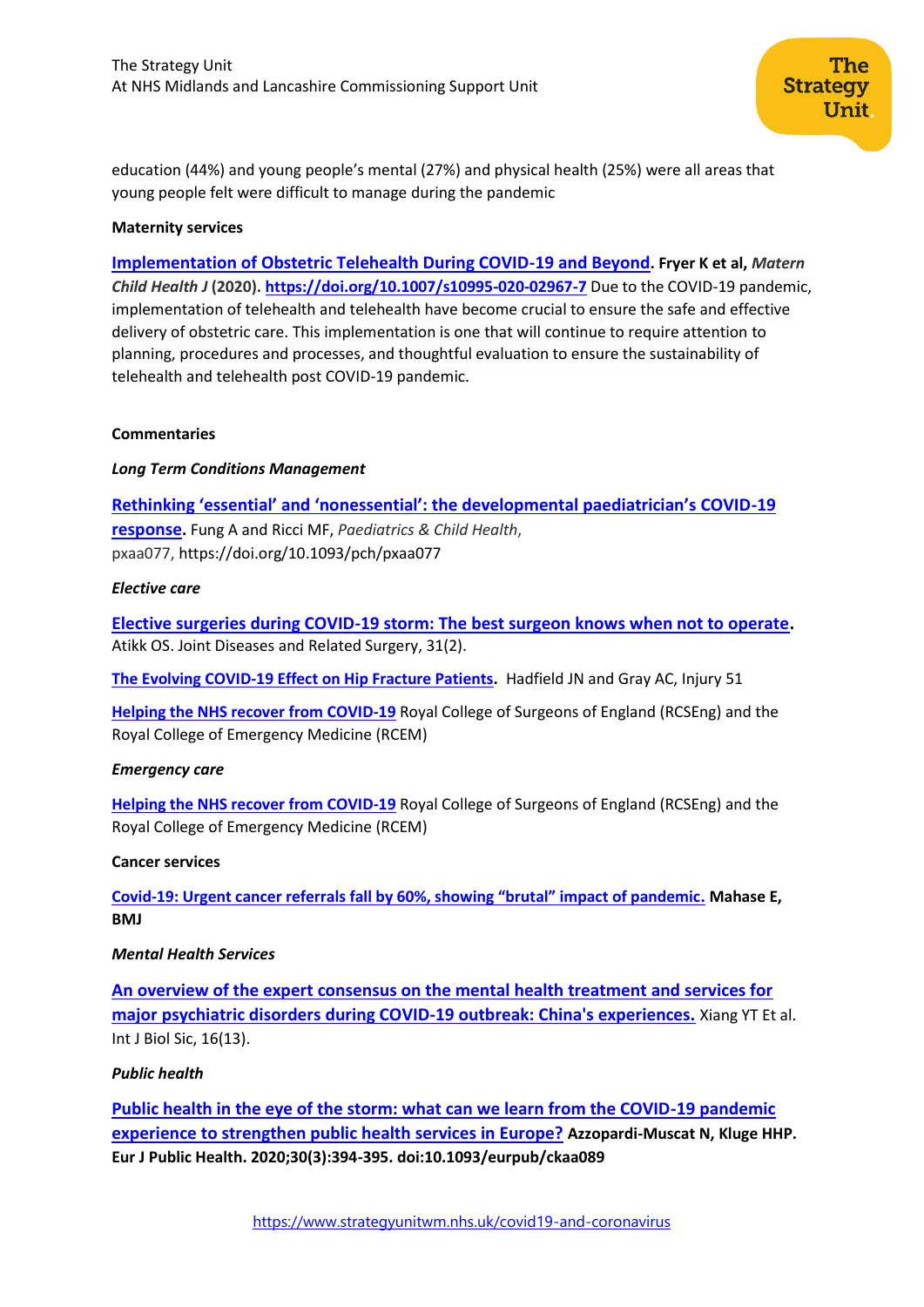education (44%) and young people's mental (27%) and physical health (25%) were all areas that young people felt were difficult to manage during the pandemic

**Maternity services**

**Implementation of Obstetric Telehealth During COVID-19 and Beyond. Fryer K et al, *Matern Child Health J* (2020). https://doi.org/10.1007/s10995-020-02967-7** Due to the COVID-19 pandemic, implementation of telehealth and telehealth have become crucial to ensure the safe and effective delivery of obstetric care. This implementation is one that will continue to require attention to planning, procedures and processes, and thoughtful evaluation to ensure the sustainability of telehealth and telehealth post COVID-19 pandemic.

**Commentaries**

***Long Term Conditions Management***

**Rethinking 'essential' and 'nonessential': the developmental paediatrician's COVID-19 response.** Fung A and Ricci MF, *Paediatrics & Child Health*, pxaa077, https://doi.org/10.1093/pch/pxaa077

***Elective care***

**Elective surgeries during COVID-19 storm: The best surgeon knows when not to operate.** Atikk OS. Joint Diseases and Related Surgery, 31(2).

**The Evolving COVID-19 Effect on Hip Fracture Patients.** Hadfield JN and Gray AC, Injury 51

**Helping the NHS recover from COVID-19** Royal College of Surgeons of England (RCSEng) and the Royal College of Emergency Medicine (RCEM)

***Emergency care***

**Helping the NHS recover from COVID-19** Royal College of Surgeons of England (RCSEng) and the Royal College of Emergency Medicine (RCEM)

**Cancer services**

**Covid-19: Urgent cancer referrals fall by 60%, showing "brutal" impact of pandemic. Mahase E, BMJ**

***Mental Health Services***

**An overview of the expert consensus on the mental health treatment and services for major psychiatric disorders during COVID-19 outbreak: China's experiences.** Xiang YT Et al. Int J Biol Sic, 16(13).

***Public health***

**Public health in the eye of the storm: what can we learn from the COVID-19 pandemic experience to strengthen public health services in Europe? Azzopardi-Muscat N, Kluge HHP. Eur J Public Health. 2020;30(3):394-395. doi:10.1093/eurpub/ckaa089**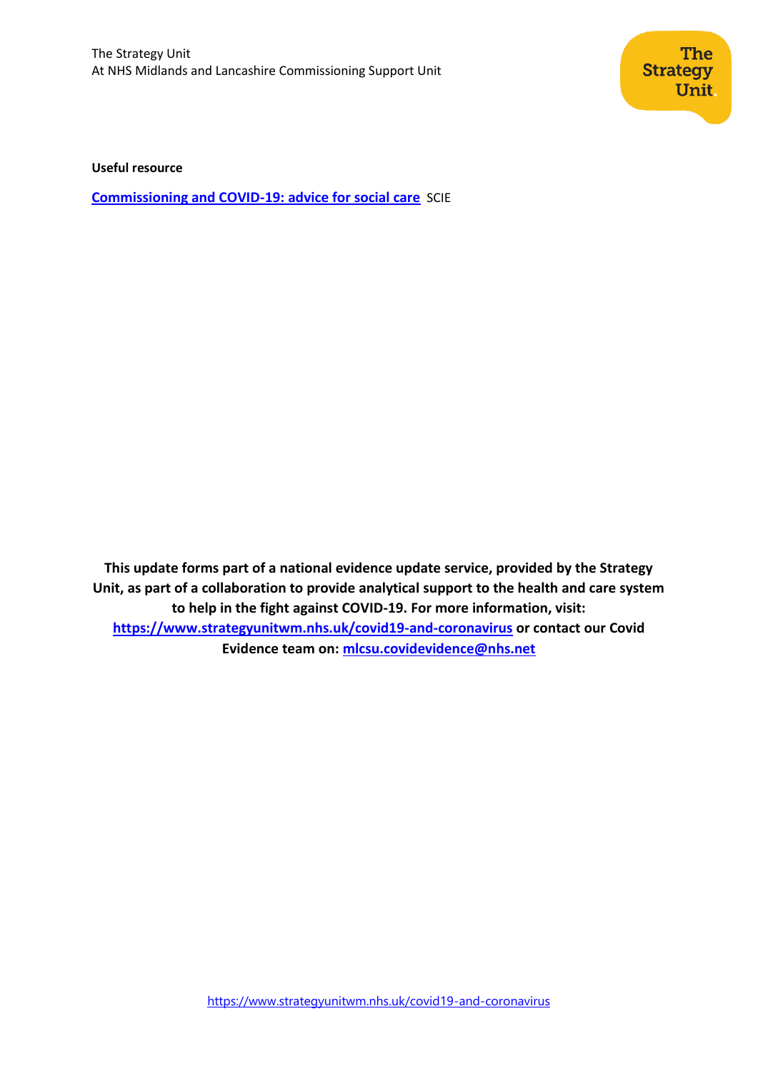**Useful resource**

**Commissioning and COVID-19: advice for social care** SCIE

**This update forms part of a national evidence update service, provided by the Strategy Unit, as part of a collaboration to provide analytical support to the health and care system to help in the fight against COVID-19. For more information, visit: https://www.strategyunitwm.nhs.uk/covid19-and-coronavirus or contact our Covid Evidence team on: mlcsu.covidevidence@nhs.net**